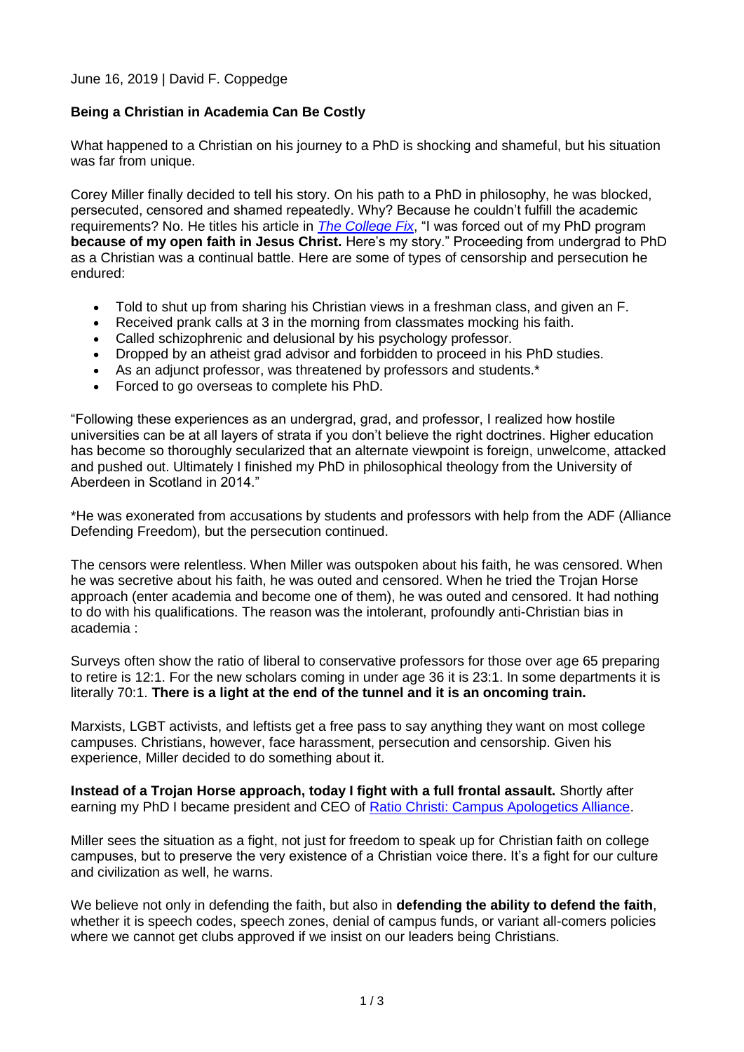June 16, 2019 | David F. Coppedge

**Being a Christian in Academia Can Be Costly**

What happened to a Christian on his journey to a PhD is shocking and shameful, but his situation was far from unique.

Corey Miller finally decided to tell his story. On his path to a PhD in philosophy, he was blocked, persecuted, censored and shamed repeatedly. Why? Because he couldn't fulfill the academic requirements? No. He titles his article in [*The College Fix*](), "I was forced out of my PhD program **because of my open faith in Jesus Christ.** Here's my story." Proceeding from undergrad to PhD as a Christian was a continual battle. Here are some of types of censorship and persecution he endured:

- Told to shut up from sharing his Christian views in a freshman class, and given an F.
- Received prank calls at 3 in the morning from classmates mocking his faith.
- Called schizophrenic and delusional by his psychology professor.
- Dropped by an atheist grad advisor and forbidden to proceed in his PhD studies.
- As an adjunct professor, was threatened by professors and students.*
- Forced to go overseas to complete his PhD.

"Following these experiences as an undergrad, grad, and professor, I realized how hostile universities can be at all layers of strata if you don't believe the right doctrines. Higher education has become so thoroughly secularized that an alternate viewpoint is foreign, unwelcome, attacked and pushed out. Ultimately I finished my PhD in philosophical theology from the University of Aberdeen in Scotland in 2014."

*He was exonerated from accusations by students and professors with help from the ADF (Alliance Defending Freedom), but the persecution continued.

The censors were relentless. When Miller was outspoken about his faith, he was censored. When he was secretive about his faith, he was outed and censored. When he tried the Trojan Horse approach (enter academia and become one of them), he was outed and censored. It had nothing to do with his qualifications. The reason was the intolerant, profoundly anti-Christian bias in academia :

Surveys often show the ratio of liberal to conservative professors for those over age 65 preparing to retire is 12:1. For the new scholars coming in under age 36 it is 23:1. In some departments it is literally 70:1. **There is a light at the end of the tunnel and it is an oncoming train.**

Marxists, LGBT activists, and leftists get a free pass to say anything they want on most college campuses. Christians, however, face harassment, persecution and censorship. Given his experience, Miller decided to do something about it.

**Instead of a Trojan Horse approach, today I fight with a full frontal assault.** Shortly after earning my PhD I became president and CEO of [Ratio Christi: Campus Apologetics Alliance]().

Miller sees the situation as a fight, not just for freedom to speak up for Christian faith on college campuses, but to preserve the very existence of a Christian voice there. It's a fight for our culture and civilization as well, he warns.

We believe not only in defending the faith, but also in **defending the ability to defend the faith**, whether it is speech codes, speech zones, denial of campus funds, or variant all-comers policies where we cannot get clubs approved if we insist on our leaders being Christians.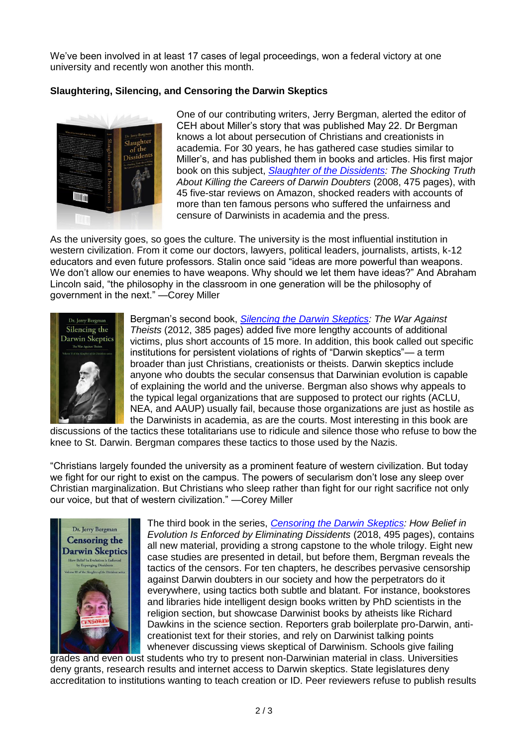We've been involved in at least 17 cases of legal proceedings, won a federal victory at one university and recently won another this month.

**Slaughtering, Silencing, and Censoring the Darwin Skeptics**

One of our contributing writers, Jerry Bergman, alerted the editor of CEH about Miller's story that was published May 22. Dr Bergman knows a lot about persecution of Christians and creationists in academia. For 30 years, he has gathered case studies similar to Miller's, and has published them in books and articles. His first major book on this subject, [Slaughter of the Dissidents](): *The Shocking Truth About Killing the Careers of Darwin Doubters* (2008, 475 pages), with 45 five-star reviews on Amazon, shocked readers with accounts of more than ten famous persons who suffered the unfairness and censure of Darwinists in academia and the press.

As the university goes, so goes the culture. The university is the most influential institution in western civilization. From it come our doctors, lawyers, political leaders, journalists, artists, k-12 educators and even future professors. Stalin once said "ideas are more powerful than weapons. We don't allow our enemies to have weapons. Why should we let them have ideas?" And Abraham Lincoln said, "the philosophy in the classroom in one generation will be the philosophy of government in the next." —Corey Miller

Bergman's second book, [Silencing the Darwin Skeptics](): *The War Against Theists* (2012, 385 pages) added five more lengthy accounts of additional victims, plus short accounts of 15 more. In addition, this book called out specific institutions for persistent violations of rights of "Darwin skeptics"— a term broader than just Christians, creationists or theists. Darwin skeptics include anyone who doubts the secular consensus that Darwinian evolution is capable of explaining the world and the universe. Bergman also shows why appeals to the typical legal organizations that are supposed to protect our rights (ACLU, NEA, and AAUP) usually fail, because those organizations are just as hostile as the Darwinists in academia, as are the courts. Most interesting in this book are discussions of the tactics these totalitarians use to ridicule and silence those who refuse to bow the knee to St. Darwin. Bergman compares these tactics to those used by the Nazis.

"Christians largely founded the university as a prominent feature of western civilization. But today we fight for our right to exist on the campus. The powers of secularism don't lose any sleep over Christian marginalization. But Christians who sleep rather than fight for our right sacrifice not only our voice, but that of western civilization." —Corey Miller

The third book in the series, [Censoring the Darwin Skeptics](): *How Belief in Evolution Is Enforced by Eliminating Dissidents* (2018, 495 pages), contains all new material, providing a strong capstone to the whole trilogy. Eight new case studies are presented in detail, but before them, Bergman reveals the tactics of the censors. For ten chapters, he describes pervasive censorship against Darwin doubters in our society and how the perpetrators do it everywhere, using tactics both subtle and blatant. For instance, bookstores and libraries hide intelligent design books written by PhD scientists in the religion section, but showcase Darwinist books by atheists like Richard Dawkins in the science section. Reporters grab boilerplate pro-Darwin, anti-creationist text for their stories, and rely on Darwinist talking points whenever discussing views skeptical of Darwinism. Schools give failing grades and even oust students who try to present non-Darwinian material in class. Universities deny grants, research results and internet access to Darwin skeptics. State legislatures deny accreditation to institutions wanting to teach creation or ID. Peer reviewers refuse to publish results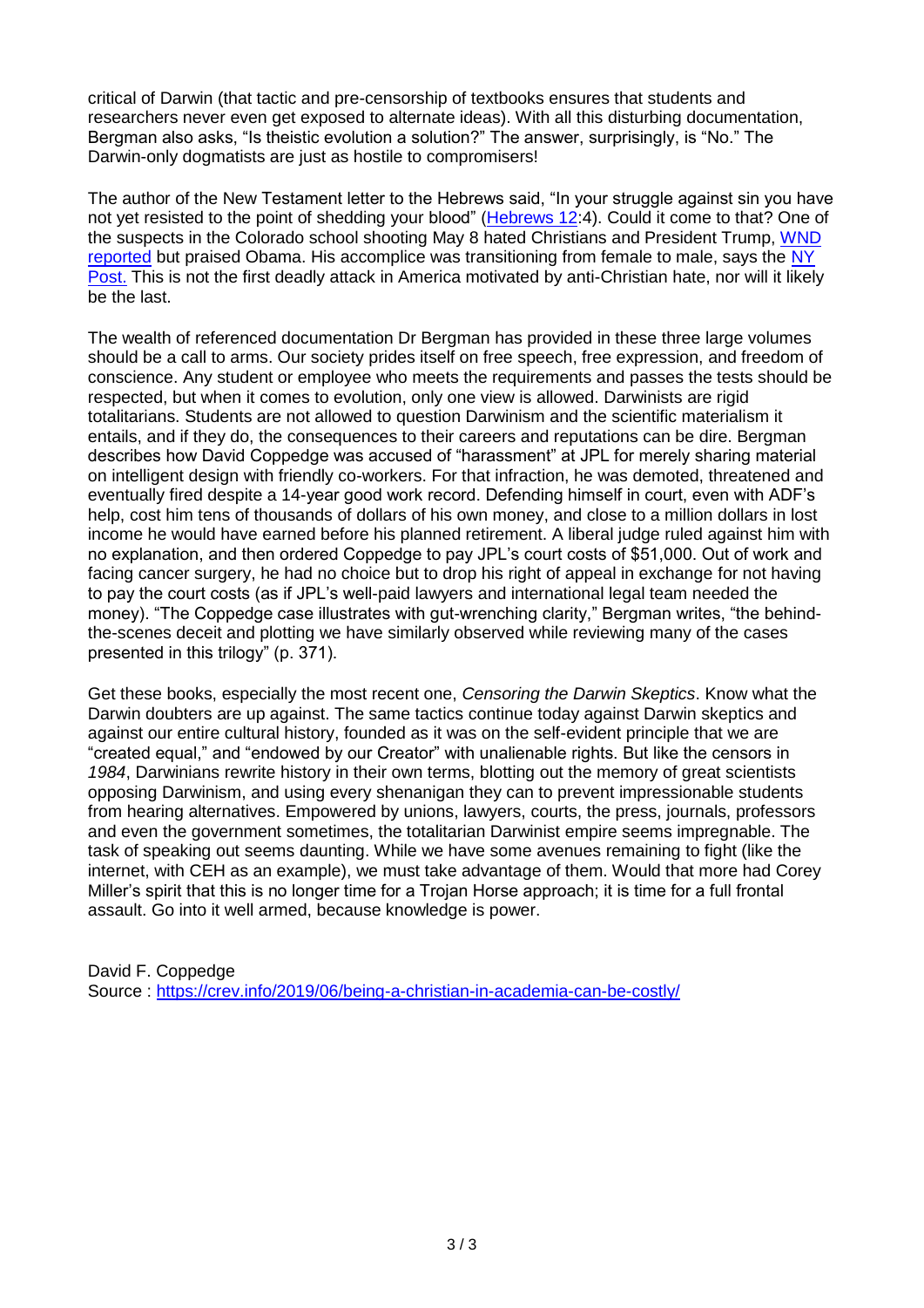critical of Darwin (that tactic and pre-censorship of textbooks ensures that students and researchers never even get exposed to alternate ideas). With all this disturbing documentation, Bergman also asks, "Is theistic evolution a solution?" The answer, surprisingly, is "No." The Darwin-only dogmatists are just as hostile to compromisers!

The author of the New Testament letter to the Hebrews said, "In your struggle against sin you have not yet resisted to the point of shedding your blood" (Hebrews 12:4). Could it come to that? One of the suspects in the Colorado school shooting May 8 hated Christians and President Trump, WND reported but praised Obama. His accomplice was transitioning from female to male, says the NY Post. This is not the first deadly attack in America motivated by anti-Christian hate, nor will it likely be the last.

The wealth of referenced documentation Dr Bergman has provided in these three large volumes should be a call to arms. Our society prides itself on free speech, free expression, and freedom of conscience. Any student or employee who meets the requirements and passes the tests should be respected, but when it comes to evolution, only one view is allowed. Darwinists are rigid totalitarians. Students are not allowed to question Darwinism and the scientific materialism it entails, and if they do, the consequences to their careers and reputations can be dire. Bergman describes how David Coppedge was accused of "harassment" at JPL for merely sharing material on intelligent design with friendly co-workers. For that infraction, he was demoted, threatened and eventually fired despite a 14-year good work record. Defending himself in court, even with ADF's help, cost him tens of thousands of dollars of his own money, and close to a million dollars in lost income he would have earned before his planned retirement. A liberal judge ruled against him with no explanation, and then ordered Coppedge to pay JPL's court costs of $51,000. Out of work and facing cancer surgery, he had no choice but to drop his right of appeal in exchange for not having to pay the court costs (as if JPL's well-paid lawyers and international legal team needed the money). "The Coppedge case illustrates with gut-wrenching clarity," Bergman writes, "the behind-the-scenes deceit and plotting we have similarly observed while reviewing many of the cases presented in this trilogy" (p. 371).

Get these books, especially the most recent one, *Censoring the Darwin Skeptics*. Know what the Darwin doubters are up against. The same tactics continue today against Darwin skeptics and against our entire cultural history, founded as it was on the self-evident principle that we are "created equal," and "endowed by our Creator" with unalienable rights. But like the censors in *1984*, Darwinians rewrite history in their own terms, blotting out the memory of great scientists opposing Darwinism, and using every shenanigan they can to prevent impressionable students from hearing alternatives. Empowered by unions, lawyers, courts, the press, journals, professors and even the government sometimes, the totalitarian Darwinist empire seems impregnable. The task of speaking out seems daunting. While we have some avenues remaining to fight (like the internet, with CEH as an example), we must take advantage of them. Would that more had Corey Miller's spirit that this is no longer time for a Trojan Horse approach; it is time for a full frontal assault. Go into it well armed, because knowledge is power.

David F. Coppedge
Source : https://crev.info/2019/06/being-a-christian-in-academia-can-be-costly/